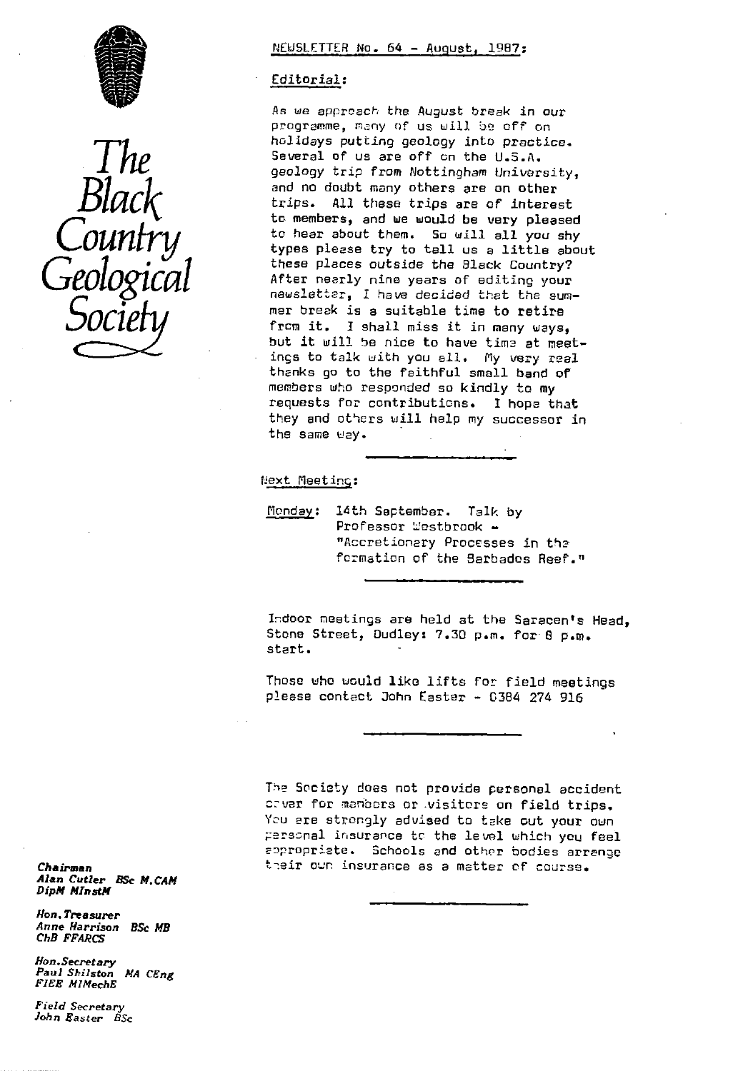# The Black Country Geological Society

## NEWSLETTER No. 64 - August, 1987:

### Editorial:

As we approach the August break in our programme, many of us will be off on holidays putting geology into practice. Several of us are off on the U.S.A. geology trip from Nottingham University, and no doubt many others are on other trips. All these trips are of interest to members, and we would be very pleased to hear about them. So will all you shy types please try to tell us a little about these places outside the Black Country? After nearly nine years of editing your newsletter, I have decided that the summer break is a suitable time to retire from it. I shall miss it in many ways, but it will be nice to have time at meetings to talk with you all. My very real thanks go to the faithful small band of members who responded so kindly to my requests for contributions. I hope that they and others will help my successor in the same way.

---

### Next Meeting:

Monday: 14th September. Talk by Professor Westbrook - "Accretionary Processes in the formation of the Barbados Reef."

---

Indoor meetings are held at the Saracen's Head, Stone Street, Dudley: 7.30 p.m. for 8 p.m. start.

Those who would like lifts for field meetings please contact John Easter - 0384 274 916

---

The Society does not provide personal accident cover for members or visitors on field trips. You are strongly advised to take out your own personal insurance to the level which you feel appropriate. Schools and other bodies arrange their own insurance as a matter of course.

---

**Chairman**
Alan Cutler BSc M.CAM DipM MInstM

**Hon. Treasurer**
Anne Harrison BSc MB ChB FFARCS

**Hon. Secretary**
Paul Shilston MA CEng FIEE MIMechE

**Field Secretary**
John Easter BSc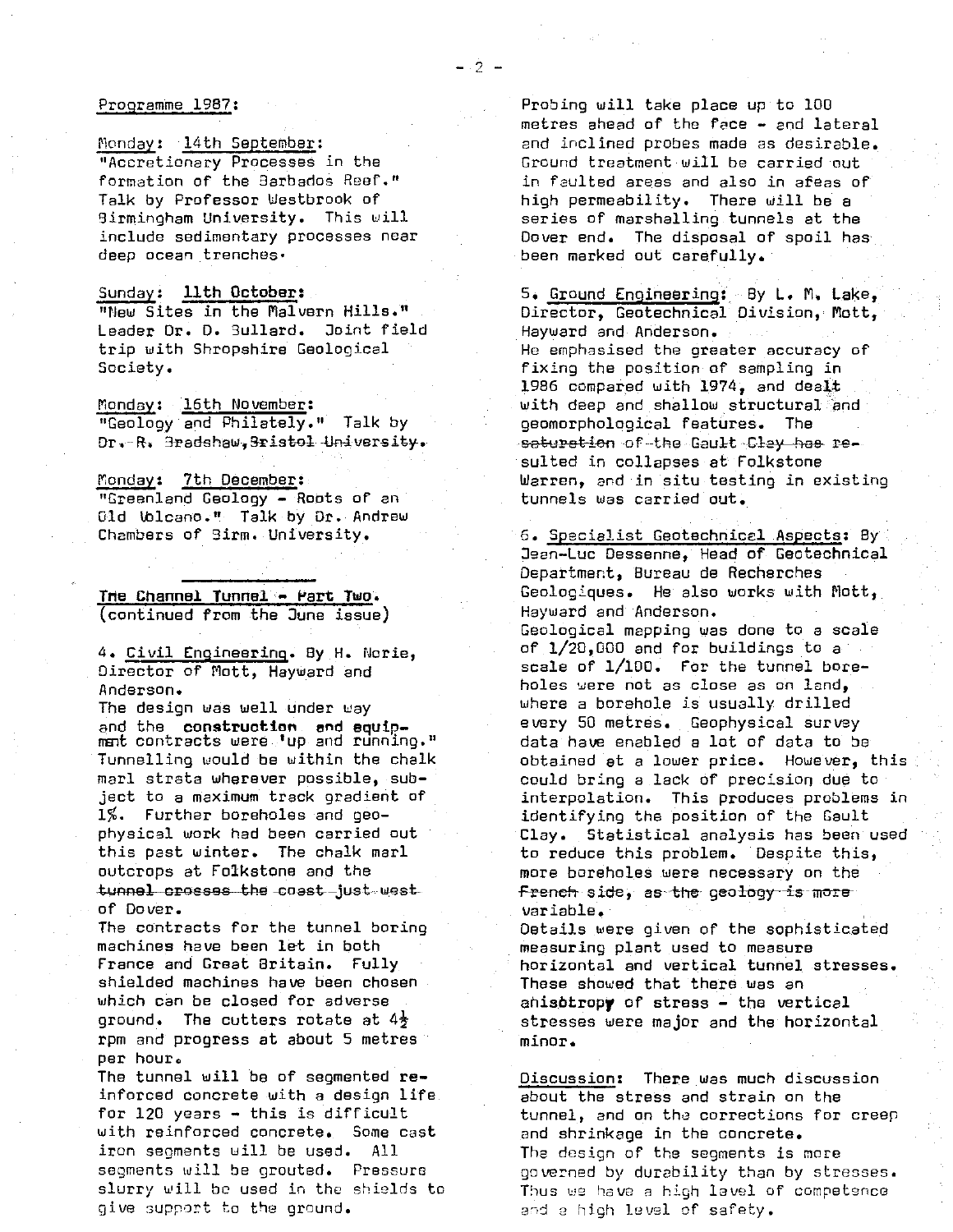## Programme 1987:

Monday: 14th September:
"Accretionary Processes in the formation of the Barbados Reef." Talk by Professor Westbrook of Birmingham University. This will include sedimentary processes near deep ocean trenches.

Sunday: 11th October:
"New Sites in the Malvern Hills." Leader Dr. D. Bullard. Joint field trip with Shropshire Geological Society.

Monday: 16th November:
"Geology and Philately." Talk by Dr. R. Bradshaw, Bristol University.

Monday: 7th December:
"Greenland Geology - Roots of an Old Volcano." Talk by Dr. Andrew Chambers of Birm. University.

---

## The Channel Tunnel - Part Two.
(continued from the June issue)

4. Civil Engineering. By H. Norie, Director of Mott, Hayward and Anderson.
The design was well under way and the **construction and equipment** contracts were 'up and running." Tunnelling would be within the chalk marl strata wherever possible, subject to a maximum track gradient of 1%. Further boreholes and geophysical work had been carried out this past winter. The chalk marl outcrops at Folkstone and the tunnel crosses the coast just west of Dover.
The contracts for the tunnel boring machines have been let in both France and Great Britain. Fully shielded machines have been chosen which can be closed for adverse ground. The cutters rotate at 4½ rpm and progress at about 5 metres per hour.
The tunnel will be of segmented reinforced concrete with a design life for 120 years - this is difficult with reinforced concrete. Some cast iron segments will be used. All segments will be grouted. Pressure slurry will be used in the shields to give support to the ground.
Probing will take place up to 100 metres ahead of the face - and lateral and inclined probes made as desirable. Ground treatment will be carried out in faulted areas and also in areas of high permeability. There will be a series of marshalling tunnels at the Dover end. The disposal of spoil has been marked out carefully.

5. Ground Engineering: By L. M. Lake, Director, Geotechnical Division, Mott, Hayward and Anderson.
He emphasised the greater accuracy of fixing the position of sampling in 1986 compared with 1974, and dealt with deep and shallow structural and geomorphological features. The saturation of the Gault Clay has resulted in collapses at Folkstone Warren, and in situ testing in existing tunnels was carried out.

6. Specialist Geotechnical Aspects: By Jean-Luc Dessenne, Head of Geotechnical Department, Bureau de Recherches Geologiques. He also works with Mott, Hayward and Anderson.
Geological mapping was done to a scale of 1/20,000 and for buildings to a scale of 1/100. For the tunnel boreholes were not as close as on land, where a borehole is usually drilled every 50 metres. Geophysical survey data have enabled a lot of data to be obtained at a lower price. However, this could bring a lack of precision due to interpolation. This produces problems in identifying the position of the Gault Clay. Statistical analysis has been used to reduce this problem. Despite this, more boreholes were necessary on the French side, as the geology is more variable.
Details were given of the sophisticated measuring plant used to measure horizontal and vertical tunnel stresses. These showed that there was an anisotropy of stress - the vertical stresses were major and the horizontal minor.

Discussion: There was much discussion about the stress and strain on the tunnel, and on the corrections for creep and shrinkage in the concrete.
The design of the segments is more governed by durability than by stresses. Thus we have a high level of competence and a high level of safety.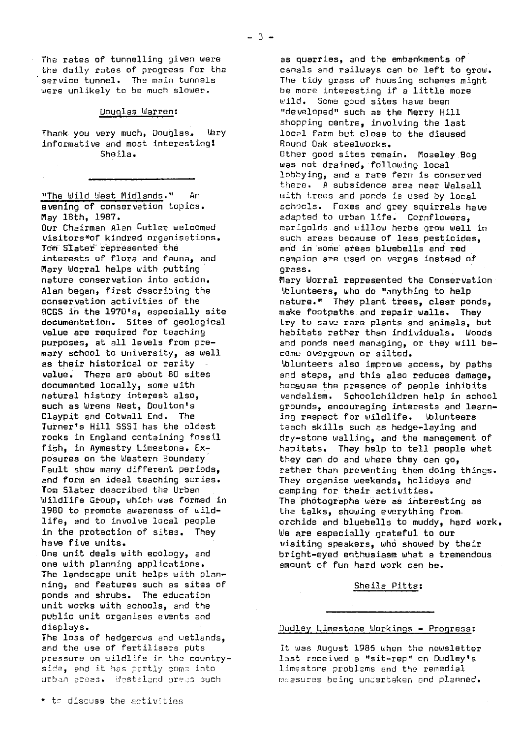The rates of tunnelling given were the daily rates of progress for the service tunnel. The main tunnels were unlikely to be much slower.

Douglas Warren:

Thank you very much, Douglas. Very informative and most interesting!
Sheila.

---

"The Wild West Midlands." An evening of conservation topics. May 18th, 1987.

Our Chairman Alan Cutler welcomed visitors* of kindred organisations. Tom Slater represented the interests of flora and fauna, and Mary Worral helps with putting nature conservation into action.

Alan began, first describing the conservation activities of the BCGS in the 1970's, especially site documentation. Sites of geological value are required for teaching purposes, at all levels from premary school to university, as well as their historical or rarity value. There are about 80 sites documented locally, some with natural history interest also, such as Wrens Nest, Doulton's Claypit and Cotwall End. The Turner's Hill SSSI has the oldest rocks in England containing fossil fish, in Aymestry Limestone. Exposures on the Western Boundary Fault show many different periods, and form an ideal teaching series.

Tom Slater described the Urban Wildlife Group, which was formed in 1980 to promote awareness of wildlife, and to involve local people in the protection of sites. They have five units.

One unit deals with ecology, and one with planning applications. The landscape unit helps with planning, and features such as sites of ponds and shrubs. The education unit works with schools, and the public unit organises events and displays.

The loss of hedgerows and wetlands, and the use of fertilisers puts pressure on wildlife in the countryside, and it has partly come into urban areas. Wasteland areas such as quarries, and the embankments of canals and railways can be left to grow. The tidy grass of housing schemes might be more interesting if a little more wild. Some good sites have been "developed" such as the Merry Hill shopping centre, involving the last local farm but close to the disused Round Oak steelworks.

Other good sites remain. Moseley Bog was not drained, following local lobbying, and a rare fern is conserved there. A subsidence area near Walsall with trees and ponds is used by local schools. Foxes and grey squirrels have adapted to urban life. Cornflowers, marigolds and willow herbs grow well in such areas because of less pesticides, and in some areas bluebells and red campion are used on verges instead of grass.

Mary Worral represented the Conservation Volunteers, who do "anything to help nature." They plant trees, clear ponds, make footpaths and repair walls. They try to save rare plants and animals, but habitats rather than individuals. Woods and ponds need managing, or they will become overgrown or silted.

Volunteers also improve access, by paths and steps, and this also reduces damage, because the presence of people inhibits vandalism. Schoolchildren help in school grounds, encouraging interests and learning respect for wildlife. Volunteers teach skills such as hedge-laying and dry-stone walling, and the management of habitats. They help to tell people what they can do and where they can go, rather than preventing them doing things. They organise weekends, holidays and camping for their activities.

The photographs were as interesting as the talks, showing everything from orchids and bluebells to muddy, hard work. We are especially grateful to our visiting speakers, who showed by their bright-eyed enthusiasm what a tremendous amount of fun hard work can be.

Sheila Pitts:

\* to discuss the activities

---

Dudley Limestone Workings - Progress:

It was August 1986 when the newsletter last received a "sit-rep" on Dudley's limestone problems and the remedial measures being undertaken and planned.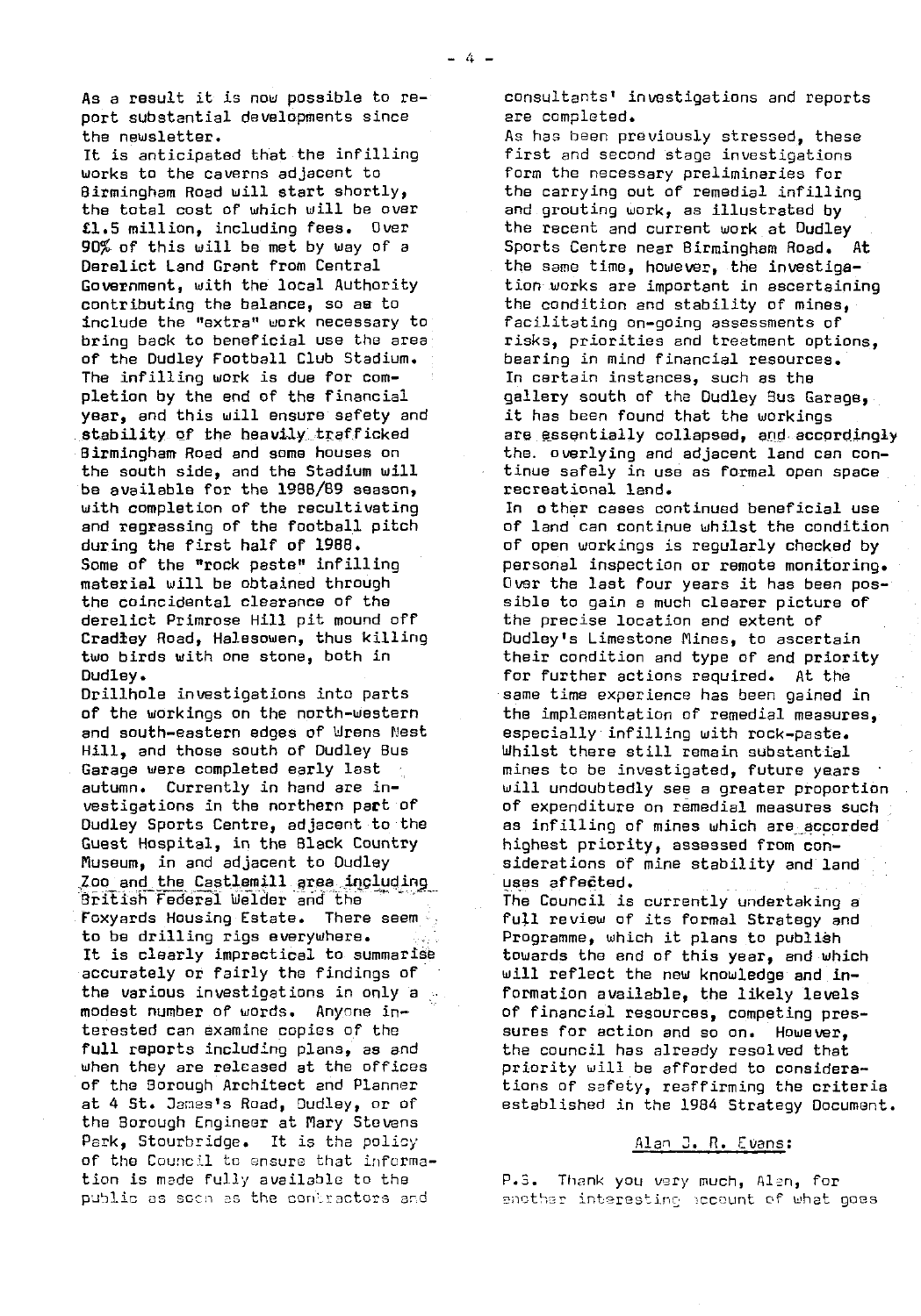As a result it is now possible to report substantial developments since the newsletter.

It is anticipated that the infilling works to the caverns adjacent to Birmingham Road will start shortly, the total cost of which will be over £1.5 million, including fees. Over 90% of this will be met by way of a Derelict Land Grant from Central Government, with the local Authority contributing the balance, so as to include the "extra" work necessary to bring back to beneficial use the area of the Dudley Football Club Stadium. The infilling work is due for completion by the end of the financial year, and this will ensure safety and stability of the heavily trafficked Birmingham Road and some houses on the south side, and the Stadium will be available for the 1988/89 season, with completion of the recultivating and regrassing of the football pitch during the first half of 1988.

Some of the "rock paste" infilling material will be obtained through the coincidental clearance of the derelict Primrose Hill pit mound off Cradley Road, Halesowen, thus killing two birds with one stone, both in Dudley.

Drillhole investigations into parts of the workings on the north-western and south-eastern edges of Wrens Nest Hill, and those south of Dudley Bus Garage were completed early last autumn. Currently in hand are investigations in the northern part of Dudley Sports Centre, adjacent to the Guest Hospital, in the Black Country Museum, in and adjacent to Dudley Zoo and the Castlemill area including British Federal Welder and the Foxyards Housing Estate. There seem to be drilling rigs everywhere.

It is clearly impractical to summarise accurately or fairly the findings of the various investigations in only a modest number of words. Anyone interested can examine copies of the full reports including plans, as and when they are released at the offices of the Borough Architect and Planner at 4 St. James's Road, Dudley, or of the Borough Engineer at Mary Stevens Park, Stourbridge. It is the policy of the Council to ensure that information is made fully available to the public as soon as the contractors and consultants' investigations and reports are completed.

As has been previously stressed, these first and second stage investigations form the necessary preliminaries for the carrying out of remedial infilling and grouting work, as illustrated by the recent and current work at Dudley Sports Centre near Birmingham Road. At the same time, however, the investigation works are important in ascertaining the condition and stability of mines, facilitating on-going assessments of risks, priorities and treatment options, bearing in mind financial resources.

In certain instances, such as the gallery south of the Dudley Bus Garage, it has been found that the workings are essentially collapsed, and accordingly the overlying and adjacent land can continue safely in use as formal open space recreational land.

In other cases continued beneficial use of land can continue whilst the condition of open workings is regularly checked by personal inspection or remote monitoring. Over the last four years it has been possible to gain a much clearer picture of the precise location and extent of Dudley's Limestone Mines, to ascertain their condition and type of and priority for further actions required. At the same time experience has been gained in the implementation of remedial measures, especially infilling with rock-paste. Whilst there still remain substantial mines to be investigated, future years will undoubtedly see a greater proportion of expenditure on remedial measures such as infilling of mines which are accorded highest priority, assessed from considerations of mine stability and land uses affected.

The Council is currently undertaking a full review of its formal Strategy and Programme, which it plans to publish towards the end of this year, and which will reflect the new knowledge and information available, the likely levels of financial resources, competing pressures for action and so on. However, the council has already resolved that priority will be afforded to considerations of safety, reaffirming the criteria established in the 1984 Strategy Document.

Alan J. R. Evans:

P.S. Thank you very much, Alan, for another interesting account of what goes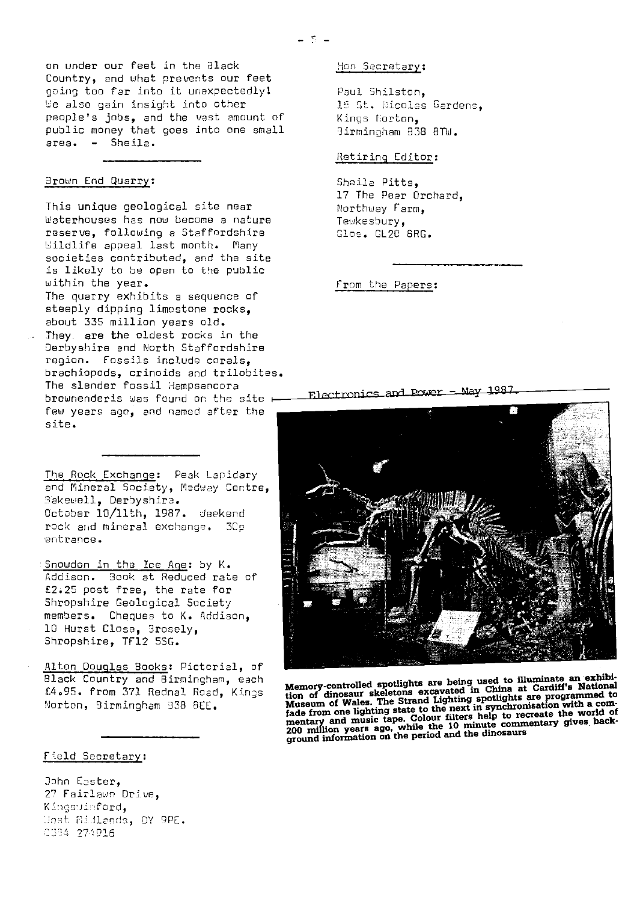on under our feet in the Black Country, and what prevents our feet going too far into it unexpectedly! We also gain insight into other people's jobs, and the vast amount of public money that goes into one small area. - Sheila.

---

Brown End Quarry:

This unique geological site near Waterhouses has now become a nature reserve, following a Staffordshire Wildlife appeal last month. Many societies contributed, and the site is likely to be open to the public within the year.
The quarry exhibits a sequence of steeply dipping limestone rocks, about 335 million years old.
They are the oldest rocks in the Derbyshire and North Staffordshire region. Fossils include corals, brachiopods, crinoids and trilobites.
The slender fossil Hampsancora brownenderis was found on the site a few years ago, and named after the site.

---

The Rock Exchange: Peak Lapidary and Mineral Society, Medway Centre, Bakewell, Derbyshire.
October 10/11th, 1987. Weekend rock and mineral exchange. 30p entrance.

Snowdon in the Ice Age: by K. Addison. Book at Reduced rate of £2.25 post free, the rate for Shropshire Geological Society members. Cheques to K. Addison, 10 Hurst Close, Brosely, Shropshire, TF12 5SG.

Alton Douglas Books: Pictorial, of Black Country and Birmingham, each £4.95. from 371 Rednal Road, Kings Norton, Birmingham B38 8EE.

---

Field Secretary:

John Easter,
27 Fairlawn Drive,
Kingswinford,
West Midlands, DY 9PE.
0384 274916

Hon Secretary:

Paul Shilston,
15 St. Nicolas Gardens,
Kings Norton,
Birmingham B38 8TW.

Retiring Editor:

Sheila Pitts,
17 The Pear Orchard,
Northway Farm,
Tewkesbury,
Glos. GL20 8RG.

---

From the Papers:

Electronics and Power - May 1987.

Memory-controlled spotlights are being used to illuminate an exhibition of dinosaur skeletons excavated in China at Cardiff's National Museum of Wales. The Strand Lighting spotlights are programmed to fade from one lighting state to the next in synchronisation with a commentary and music tape. Colour filters help to recreate the world of 200 million years ago, while the 10 minute commentary gives background information on the period and the dinosaurs